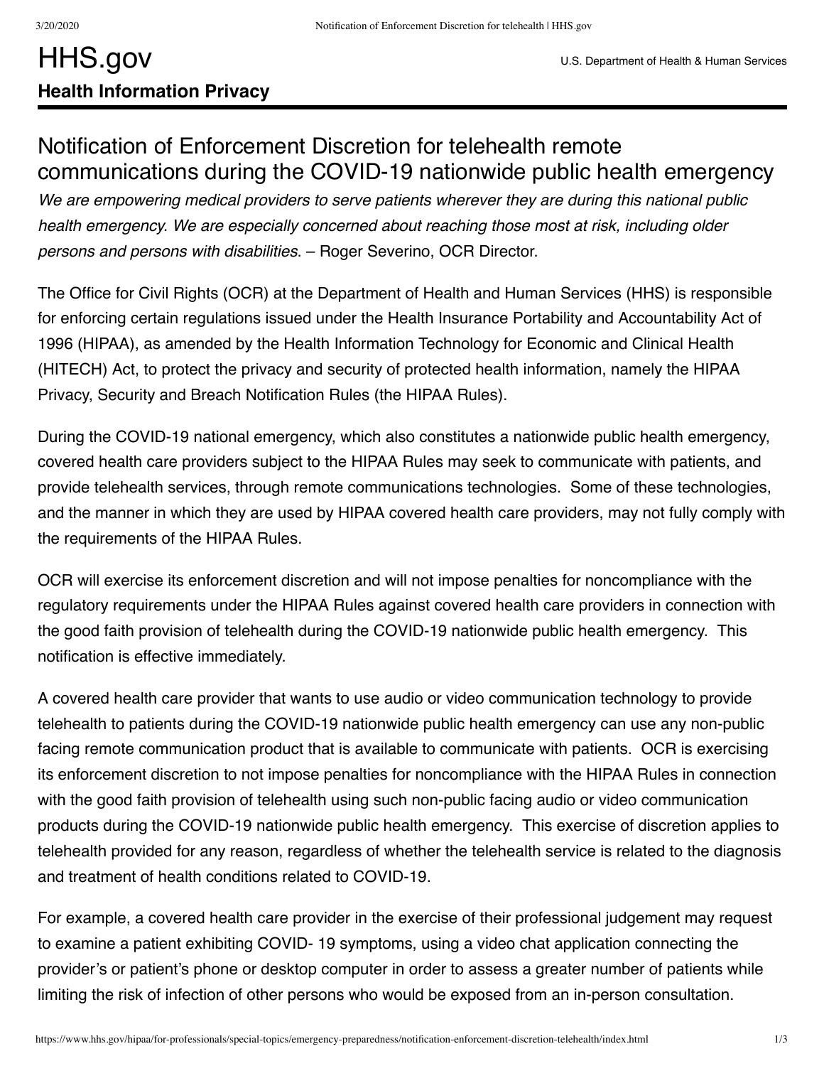# HHS.gov

U.S. Department of Health & Human Services

## Health Information Privacy

## Notification of Enforcement Discretion for telehealth remote communications during the COVID-19 nationwide public health emergency

*We are empowering medical providers to serve patients wherever they are during this national public health emergency. We are especially concerned about reaching those most at risk, including older persons and persons with disabilities*. – Roger Severino, OCR Director.

The Office for Civil Rights (OCR) at the Department of Health and Human Services (HHS) is responsible for enforcing certain regulations issued under the Health Insurance Portability and Accountability Act of 1996 (HIPAA), as amended by the Health Information Technology for Economic and Clinical Health (HITECH) Act, to protect the privacy and security of protected health information, namely the HIPAA Privacy, Security and Breach Notification Rules (the HIPAA Rules).

During the COVID-19 national emergency, which also constitutes a nationwide public health emergency, covered health care providers subject to the HIPAA Rules may seek to communicate with patients, and provide telehealth services, through remote communications technologies. Some of these technologies, and the manner in which they are used by HIPAA covered health care providers, may not fully comply with the requirements of the HIPAA Rules.

OCR will exercise its enforcement discretion and will not impose penalties for noncompliance with the regulatory requirements under the HIPAA Rules against covered health care providers in connection with the good faith provision of telehealth during the COVID-19 nationwide public health emergency. This notification is effective immediately.

A covered health care provider that wants to use audio or video communication technology to provide telehealth to patients during the COVID-19 nationwide public health emergency can use any non-public facing remote communication product that is available to communicate with patients. OCR is exercising its enforcement discretion to not impose penalties for noncompliance with the HIPAA Rules in connection with the good faith provision of telehealth using such non-public facing audio or video communication products during the COVID-19 nationwide public health emergency. This exercise of discretion applies to telehealth provided for any reason, regardless of whether the telehealth service is related to the diagnosis and treatment of health conditions related to COVID-19.

For example, a covered health care provider in the exercise of their professional judgement may request to examine a patient exhibiting COVID- 19 symptoms, using a video chat application connecting the provider's or patient's phone or desktop computer in order to assess a greater number of patients while limiting the risk of infection of other persons who would be exposed from an in-person consultation.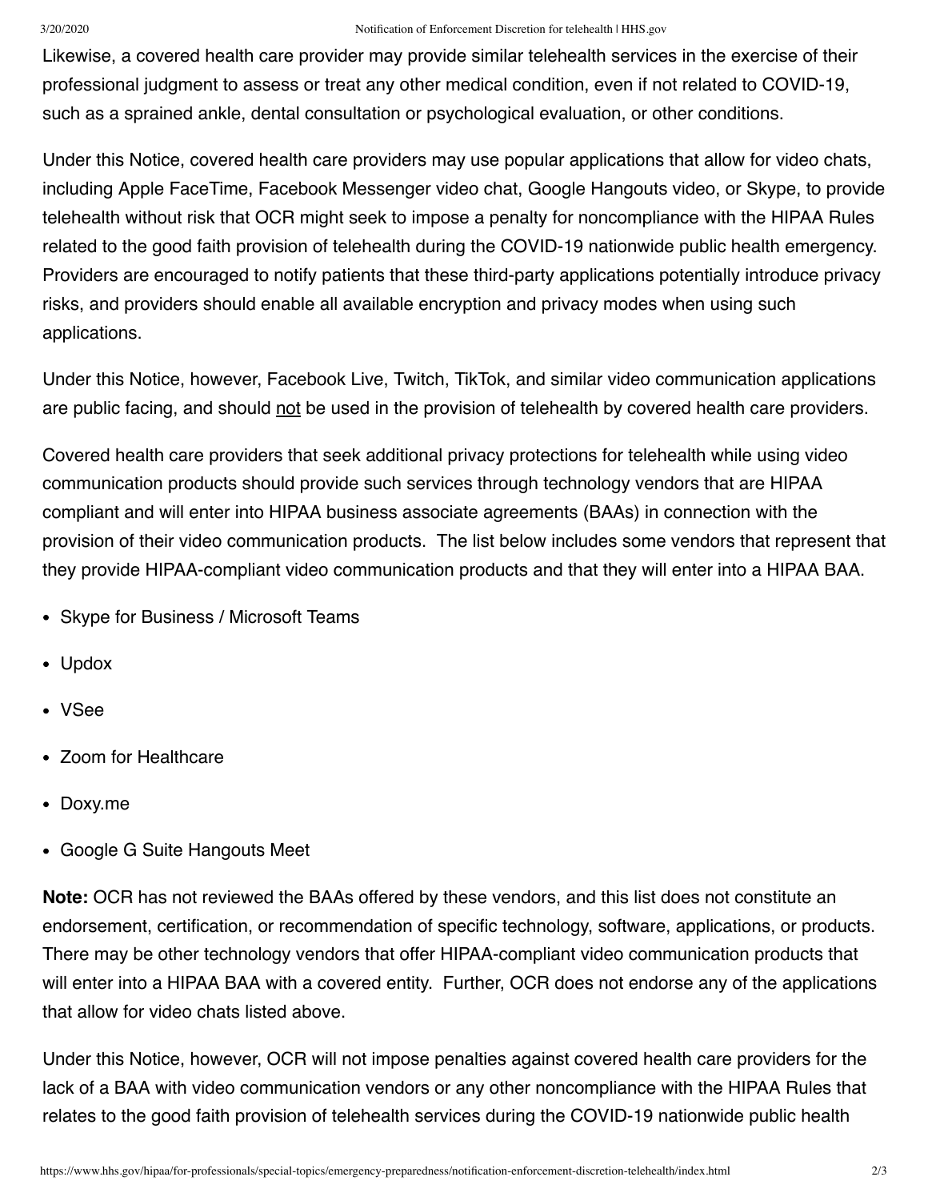Likewise, a covered health care provider may provide similar telehealth services in the exercise of their professional judgment to assess or treat any other medical condition, even if not related to COVID-19, such as a sprained ankle, dental consultation or psychological evaluation, or other conditions.

Under this Notice, covered health care providers may use popular applications that allow for video chats, including Apple FaceTime, Facebook Messenger video chat, Google Hangouts video, or Skype, to provide telehealth without risk that OCR might seek to impose a penalty for noncompliance with the HIPAA Rules related to the good faith provision of telehealth during the COVID-19 nationwide public health emergency. Providers are encouraged to notify patients that these third-party applications potentially introduce privacy risks, and providers should enable all available encryption and privacy modes when using such applications.

Under this Notice, however, Facebook Live, Twitch, TikTok, and similar video communication applications are public facing, and should <u>not</u> be used in the provision of telehealth by covered health care providers.

Covered health care providers that seek additional privacy protections for telehealth while using video communication products should provide such services through technology vendors that are HIPAA compliant and will enter into HIPAA business associate agreements (BAAs) in connection with the provision of their video communication products. The list below includes some vendors that represent that they provide HIPAA-compliant video communication products and that they will enter into a HIPAA BAA.

- Skype for Business / Microsoft Teams
- Updox
- VSee
- Zoom for Healthcare
- Doxy.me
- Google G Suite Hangouts Meet

**Note:** OCR has not reviewed the BAAs offered by these vendors, and this list does not constitute an endorsement, certification, or recommendation of specific technology, software, applications, or products. There may be other technology vendors that offer HIPAA-compliant video communication products that will enter into a HIPAA BAA with a covered entity. Further, OCR does not endorse any of the applications that allow for video chats listed above.

Under this Notice, however, OCR will not impose penalties against covered health care providers for the lack of a BAA with video communication vendors or any other noncompliance with the HIPAA Rules that relates to the good faith provision of telehealth services during the COVID-19 nationwide public health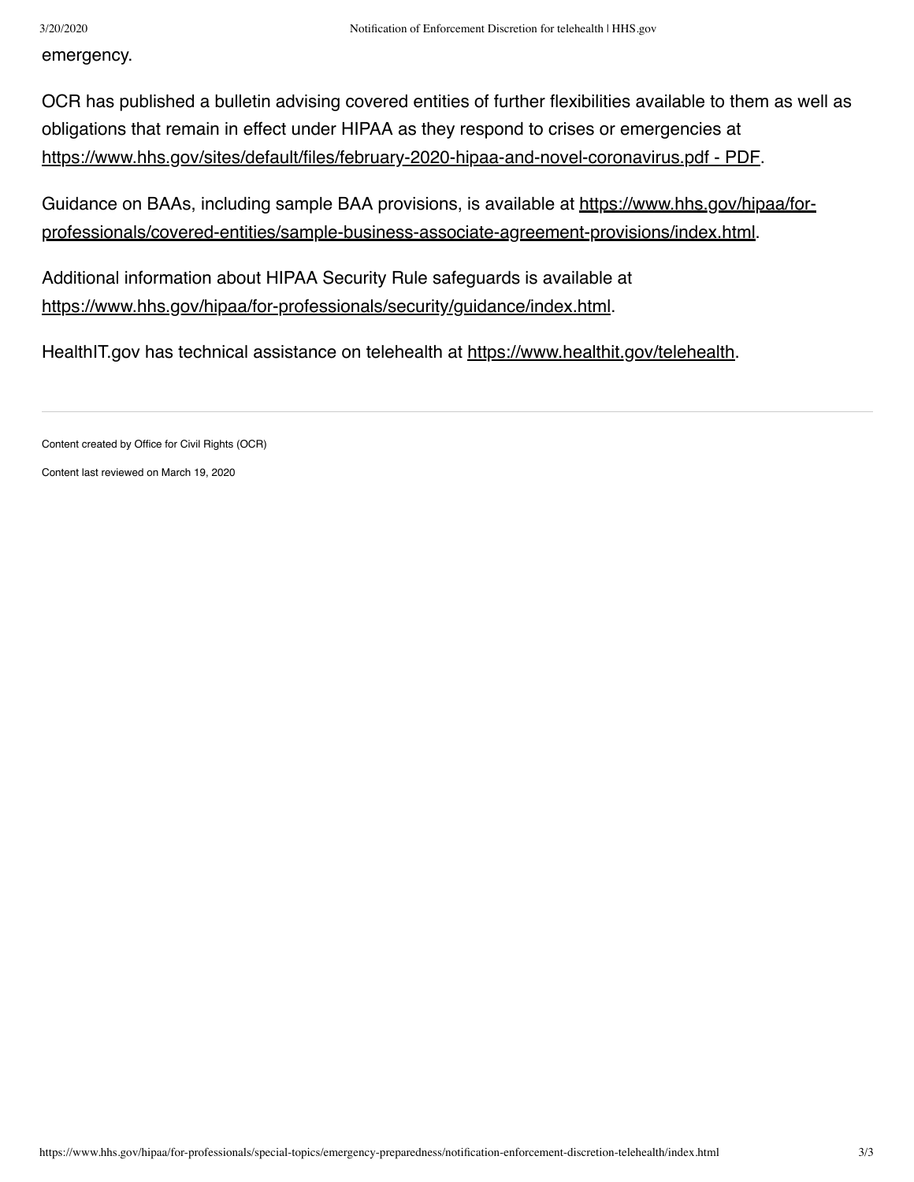emergency.

OCR has published a bulletin advising covered entities of further flexibilities available to them as well as obligations that remain in effect under HIPAA as they respond to crises or emergencies at https://www.hhs.gov/sites/default/files/february-2020-hipaa-and-novel-coronavirus.pdf - PDF.

Guidance on BAAs, including sample BAA provisions, is available at https://www.hhs.gov/hipaa/for-professionals/covered-entities/sample-business-associate-agreement-provisions/index.html.

Additional information about HIPAA Security Rule safeguards is available at https://www.hhs.gov/hipaa/for-professionals/security/guidance/index.html.

HealthIT.gov has technical assistance on telehealth at https://www.healthit.gov/telehealth.

---

Content created by Office for Civil Rights (OCR)

Content last reviewed on March 19, 2020